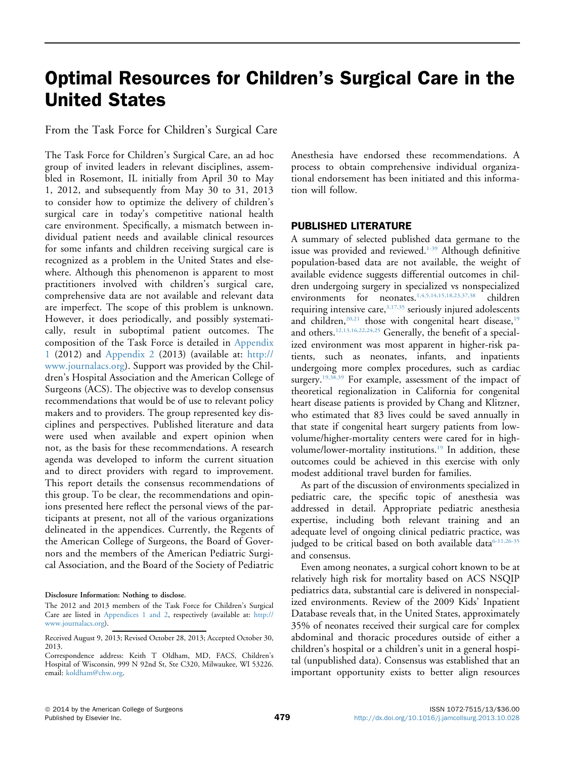# Optimal Resources for Children's Surgical Care in the United States

From the Task Force for Children's Surgical Care

The Task Force for Children's Surgical Care, an ad hoc group of invited leaders in relevant disciplines, assembled in Rosemont, IL initially from April 30 to May 1, 2012, and subsequently from May 30 to 31, 2013 to consider how to optimize the delivery of children's surgical care in today's competitive national health care environment. Specifically, a mismatch between individual patient needs and available clinical resources for some infants and children receiving surgical care is recognized as a problem in the United States and elsewhere. Although this phenomenon is apparent to most practitioners involved with children's surgical care, comprehensive data are not available and relevant data are imperfect. The scope of this problem is unknown. However, it does periodically, and possibly systematically, result in suboptimal patient outcomes. The composition of the Task Force is detailed in Appendix 1 (2012) and Appendix 2 (2013) (available at: http://www.journalacs.org). Support was provided by the Children's Hospital Association and the American College of Surgeons (ACS). The objective was to develop consensus recommendations that would be of use to relevant policy makers and to providers. The group represented key disciplines and perspectives. Published literature and data were used when available and expert opinion when not, as the basis for these recommendations. A research agenda was developed to inform the current situation and to direct providers with regard to improvement. This report details the consensus recommendations of this group. To be clear, the recommendations and opinions presented here reflect the personal views of the participants at present, not all of the various organizations delineated in the appendices. Currently, the Regents of the American College of Surgeons, the Board of Governors and the members of the American Pediatric Surgical Association, and the Board of the Society of Pediatric Anesthesia have endorsed these recommendations. A process to obtain comprehensive individual organizational endorsement has been initiated and this information will follow.

**Disclosure Information: Nothing to disclose.**

The 2012 and 2013 members of the Task Force for Children's Surgical Care are listed in Appendices 1 and 2, respectively (available at: http://www.journalacs.org).

Received August 9, 2013; Revised October 28, 2013; Accepted October 30, 2013.

Correspondence address: Keith T Oldham, MD, FACS, Children's Hospital of Wisconsin, 999 N 92nd St, Ste C320, Milwaukee, WI 53226. email: koldham@chw.org.

## PUBLISHED LITERATURE

A summary of selected published data germane to the issue was provided and reviewed.[1-39] Although definitive population-based data are not available, the weight of available evidence suggests differential outcomes in children undergoing surgery in specialized vs nonspecialized environments for neonates,[1,4,5,14,15,18,23,37,38] children requiring intensive care,[3,17,35] seriously injured adolescents and children,[20,21] those with congenital heart disease,[19] and others.[12,13,16,22,24,25] Generally, the benefit of a specialized environment was most apparent in higher-risk patients, such as neonates, infants, and inpatients undergoing more complex procedures, such as cardiac surgery.[19,38,39] For example, assessment of the impact of theoretical regionalization in California for congenital heart disease patients is provided by Chang and Klitzner, who estimated that 83 lives could be saved annually in that state if congenital heart surgery patients from low-volume/higher-mortality centers were cared for in high-volume/lower-mortality institutions.[19] In addition, these outcomes could be achieved in this exercise with only modest additional travel burden for families.

As part of the discussion of environments specialized in pediatric care, the specific topic of anesthesia was addressed in detail. Appropriate pediatric anesthesia expertise, including both relevant training and an adequate level of ongoing clinical pediatric practice, was judged to be critical based on both available data[6-11,26-35] and consensus.

Even among neonates, a surgical cohort known to be at relatively high risk for mortality based on ACS NSQIP pediatrics data, substantial care is delivered in nonspecialized environments. Review of the 2009 Kids' Inpatient Database reveals that, in the United States, approximately 35% of neonates received their surgical care for complex abdominal and thoracic procedures outside of either a children's hospital or a children's unit in a general hospital (unpublished data). Consensus was established that an important opportunity exists to better align resources

© 2014 by the American College of Surgeons
Published by Elsevier Inc.

ISSN 1072-7515/13/$36.00
http://dx.doi.org/10.1016/j.jamcollsurg.2013.10.028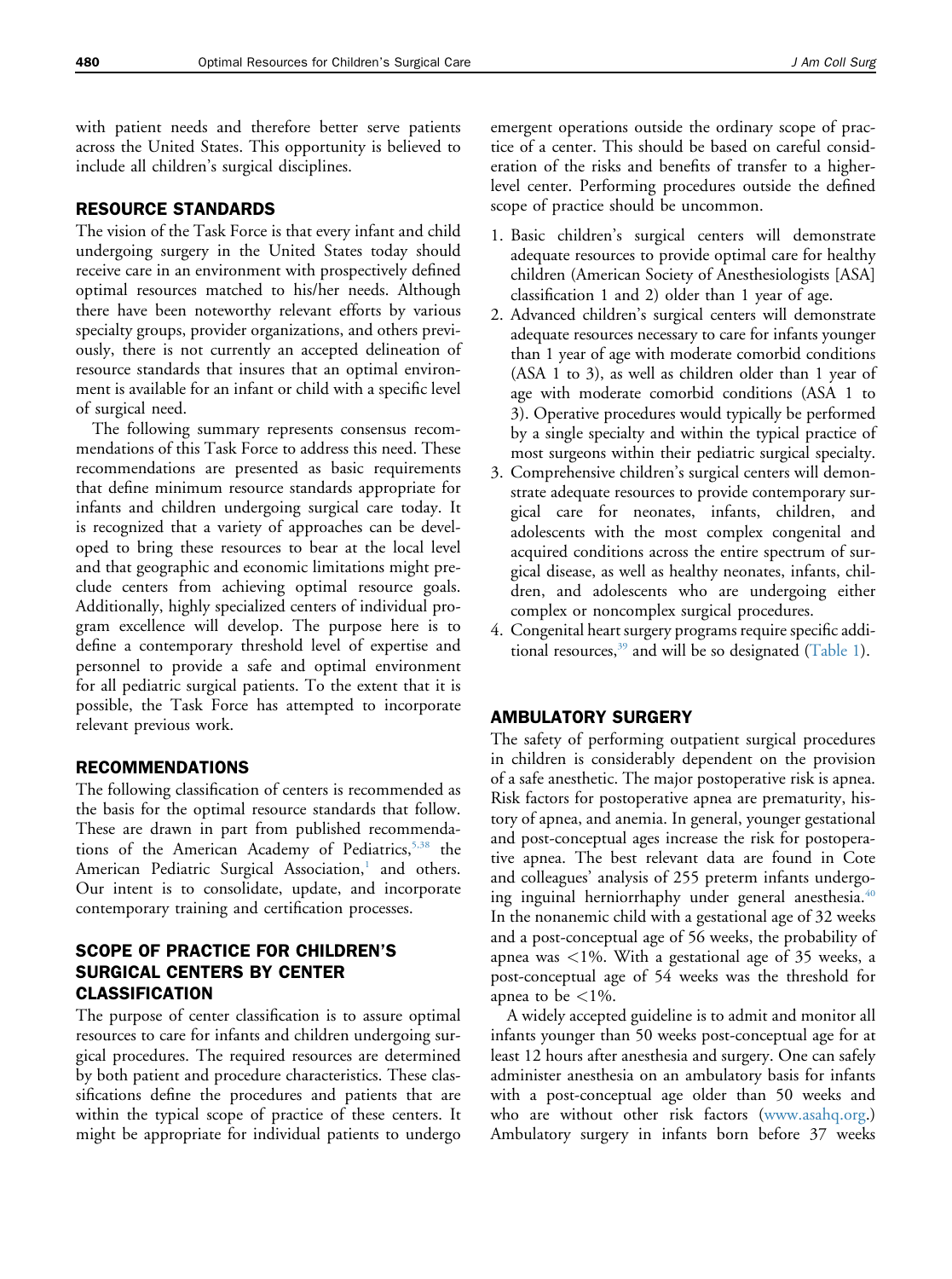with patient needs and therefore better serve patients across the United States. This opportunity is believed to include all children's surgical disciplines.

## RESOURCE STANDARDS

The vision of the Task Force is that every infant and child undergoing surgery in the United States today should receive care in an environment with prospectively defined optimal resources matched to his/her needs. Although there have been noteworthy relevant efforts by various specialty groups, provider organizations, and others previously, there is not currently an accepted delineation of resource standards that insures that an optimal environment is available for an infant or child with a specific level of surgical need.

The following summary represents consensus recommendations of this Task Force to address this need. These recommendations are presented as basic requirements that define minimum resource standards appropriate for infants and children undergoing surgical care today. It is recognized that a variety of approaches can be developed to bring these resources to bear at the local level and that geographic and economic limitations might preclude centers from achieving optimal resource goals. Additionally, highly specialized centers of individual program excellence will develop. The purpose here is to define a contemporary threshold level of expertise and personnel to provide a safe and optimal environment for all pediatric surgical patients. To the extent that it is possible, the Task Force has attempted to incorporate relevant previous work.

## RECOMMENDATIONS

The following classification of centers is recommended as the basis for the optimal resource standards that follow. These are drawn in part from published recommendations of the American Academy of Pediatrics,[5,38] the American Pediatric Surgical Association,[1] and others. Our intent is to consolidate, update, and incorporate contemporary training and certification processes.

## SCOPE OF PRACTICE FOR CHILDREN'S SURGICAL CENTERS BY CENTER CLASSIFICATION

The purpose of center classification is to assure optimal resources to care for infants and children undergoing surgical procedures. The required resources are determined by both patient and procedure characteristics. These classifications define the procedures and patients that are within the typical scope of practice of these centers. It might be appropriate for individual patients to undergo emergent operations outside the ordinary scope of practice of a center. This should be based on careful consideration of the risks and benefits of transfer to a higher-level center. Performing procedures outside the defined scope of practice should be uncommon.

1. Basic children's surgical centers will demonstrate adequate resources to provide optimal care for healthy children (American Society of Anesthesiologists [ASA] classification 1 and 2) older than 1 year of age.
2. Advanced children's surgical centers will demonstrate adequate resources necessary to care for infants younger than 1 year of age with moderate comorbid conditions (ASA 1 to 3), as well as children older than 1 year of age with moderate comorbid conditions (ASA 1 to 3). Operative procedures would typically be performed by a single specialty and within the typical practice of most surgeons within their pediatric surgical specialty.
3. Comprehensive children's surgical centers will demonstrate adequate resources to provide contemporary surgical care for neonates, infants, children, and adolescents with the most complex congenital and acquired conditions across the entire spectrum of surgical disease, as well as healthy neonates, infants, children, and adolescents who are undergoing either complex or noncomplex surgical procedures.
4. Congenital heart surgery programs require specific additional resources,[39] and will be so designated (Table 1).

## AMBULATORY SURGERY

The safety of performing outpatient surgical procedures in children is considerably dependent on the provision of a safe anesthetic. The major postoperative risk is apnea. Risk factors for postoperative apnea are prematurity, history of apnea, and anemia. In general, younger gestational and post-conceptual ages increase the risk for postoperative apnea. The best relevant data are found in Cote and colleagues' analysis of 255 preterm infants undergoing inguinal herniorrhaphy under general anesthesia.[40] In the nonanemic child with a gestational age of 32 weeks and a post-conceptual age of 56 weeks, the probability of apnea was <1%. With a gestational age of 35 weeks, a post-conceptual age of 54 weeks was the threshold for apnea to be <1%.

A widely accepted guideline is to admit and monitor all infants younger than 50 weeks post-conceptual age for at least 12 hours after anesthesia and surgery. One can safely administer anesthesia on an ambulatory basis for infants with a post-conceptual age older than 50 weeks and who are without other risk factors (www.asahq.org.) Ambulatory surgery in infants born before 37 weeks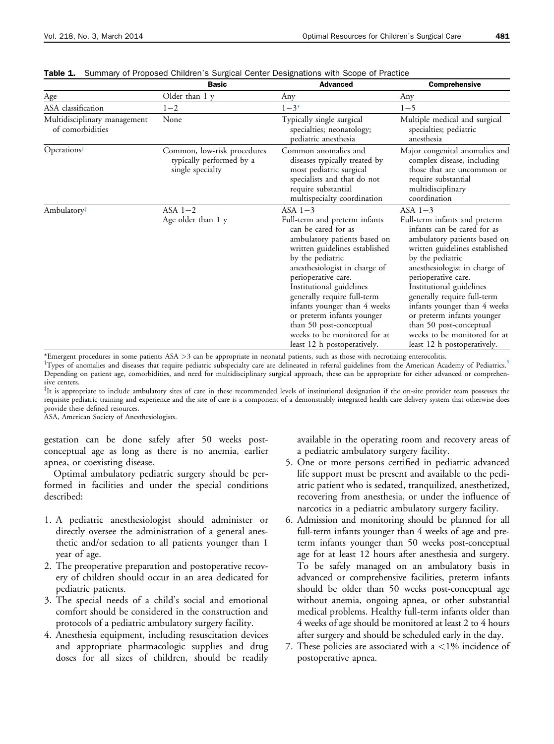**Table 1.** Summary of Proposed Children's Surgical Center Designations with Scope of Practice

| | Basic | Advanced | Comprehensive |
|---|---|---|---|
| Age | Older than 1 y | Any | Any |
| ASA classification | 1−2 | 1−3* | 1−5 |
| Multidisciplinary management of comorbidities | None | Typically single surgical specialties; neonatology; pediatric anesthesia | Multiple medical and surgical specialties; pediatric anesthesia |
| Operations† | Common, low-risk procedures typically performed by a single specialty | Common anomalies and diseases typically treated by most pediatric surgical specialists and that do not require substantial multispecialty coordination | Major congenital anomalies and complex disease, including those that are uncommon or require substantial multidisciplinary coordination |
| Ambulatory‡ | ASA 1−2 Age older than 1 y | ASA 1−3 Full-term and preterm infants can be cared for as ambulatory patients based on written guidelines established by the pediatric anesthesiologist in charge of perioperative care. Institutional guidelines generally require full-term infants younger than 4 weeks or preterm infants younger than 50 post-conceptual weeks to be monitored for at least 12 h postoperatively. | ASA 1−3 Full-term infants and preterm infants can be cared for as ambulatory patients based on written guidelines established by the pediatric anesthesiologist in charge of perioperative care. Institutional guidelines generally require full-term infants younger than 4 weeks or preterm infants younger than 50 post-conceptual weeks to be monitored for at least 12 h postoperatively. |

*Emergent procedures in some patients ASA >3 can be appropriate in neonatal patients, such as those with necrotizing enterocolitis.

†Types of anomalies and diseases that require pediatric subspecialty care are delineated in referral guidelines from the American Academy of Pediatrics.[5] Depending on patient age, comorbidities, and need for multidisciplinary surgical approach, these can be appropriate for either advanced or comprehensive centers.

‡It is appropriate to include ambulatory sites of care in these recommended levels of institutional designation if the on-site provider team possesses the requisite pediatric training and experience and the site of care is a component of a demonstrably integrated health care delivery system that otherwise does provide these defined resources.

ASA, American Society of Anesthesiologists.

gestation can be done safely after 50 weeks post-conceptual age as long as there is no anemia, earlier apnea, or coexisting disease.

Optimal ambulatory pediatric surgery should be performed in facilities and under the special conditions described:

1. A pediatric anesthesiologist should administer or directly oversee the administration of a general anesthetic and/or sedation to all patients younger than 1 year of age.
2. The preoperative preparation and postoperative recovery of children should occur in an area dedicated for pediatric patients.
3. The special needs of a child's social and emotional comfort should be considered in the construction and protocols of a pediatric ambulatory surgery facility.
4. Anesthesia equipment, including resuscitation devices and appropriate pharmacologic supplies and drug doses for all sizes of children, should be readily available in the operating room and recovery areas of a pediatric ambulatory surgery facility.
5. One or more persons certified in pediatric advanced life support must be present and available to the pediatric patient who is sedated, tranquilized, anesthetized, recovering from anesthesia, or under the influence of narcotics in a pediatric ambulatory surgery facility.
6. Admission and monitoring should be planned for all full-term infants younger than 4 weeks of age and preterm infants younger than 50 weeks post-conceptual age for at least 12 hours after anesthesia and surgery. To be safely managed on an ambulatory basis in advanced or comprehensive facilities, preterm infants should be older than 50 weeks post-conceptual age without anemia, ongoing apnea, or other substantial medical problems. Healthy full-term infants older than 4 weeks of age should be monitored at least 2 to 4 hours after surgery and should be scheduled early in the day.
7. These policies are associated with a <1% incidence of postoperative apnea.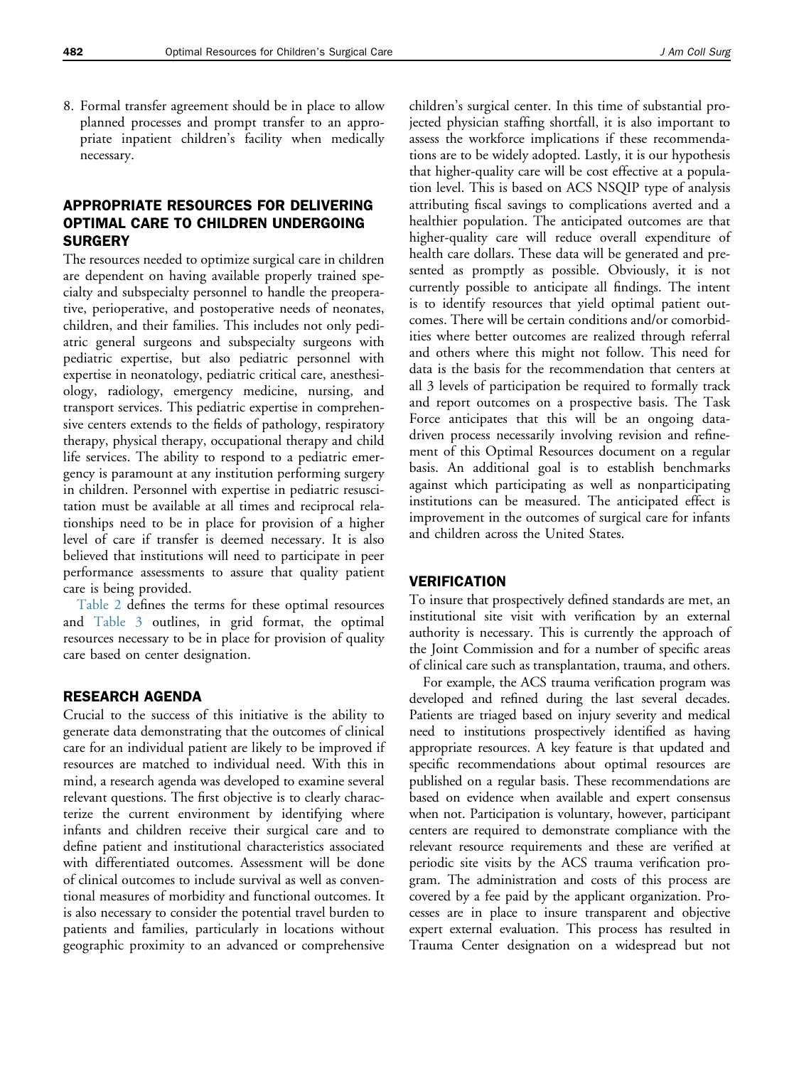8. Formal transfer agreement should be in place to allow planned processes and prompt transfer to an appropriate inpatient children's facility when medically necessary.

## APPROPRIATE RESOURCES FOR DELIVERING OPTIMAL CARE TO CHILDREN UNDERGOING SURGERY

The resources needed to optimize surgical care in children are dependent on having available properly trained specialty and subspecialty personnel to handle the preoperative, perioperative, and postoperative needs of neonates, children, and their families. This includes not only pediatric general surgeons and subspecialty surgeons with pediatric expertise, but also pediatric personnel with expertise in neonatology, pediatric critical care, anesthesiology, radiology, emergency medicine, nursing, and transport services. This pediatric expertise in comprehensive centers extends to the fields of pathology, respiratory therapy, physical therapy, occupational therapy and child life services. The ability to respond to a pediatric emergency is paramount at any institution performing surgery in children. Personnel with expertise in pediatric resuscitation must be available at all times and reciprocal relationships need to be in place for provision of a higher level of care if transfer is deemed necessary. It is also believed that institutions will need to participate in peer performance assessments to assure that quality patient care is being provided.

Table 2 defines the terms for these optimal resources and Table 3 outlines, in grid format, the optimal resources necessary to be in place for provision of quality care based on center designation.

## RESEARCH AGENDA

Crucial to the success of this initiative is the ability to generate data demonstrating that the outcomes of clinical care for an individual patient are likely to be improved if resources are matched to individual need. With this in mind, a research agenda was developed to examine several relevant questions. The first objective is to clearly characterize the current environment by identifying where infants and children receive their surgical care and to define patient and institutional characteristics associated with differentiated outcomes. Assessment will be done of clinical outcomes to include survival as well as conventional measures of morbidity and functional outcomes. It is also necessary to consider the potential travel burden to patients and families, particularly in locations without geographic proximity to an advanced or comprehensive children's surgical center. In this time of substantial projected physician staffing shortfall, it is also important to assess the workforce implications if these recommendations are to be widely adopted. Lastly, it is our hypothesis that higher-quality care will be cost effective at a population level. This is based on ACS NSQIP type of analysis attributing fiscal savings to complications averted and a healthier population. The anticipated outcomes are that higher-quality care will reduce overall expenditure of health care dollars. These data will be generated and presented as promptly as possible. Obviously, it is not currently possible to anticipate all findings. The intent is to identify resources that yield optimal patient outcomes. There will be certain conditions and/or comorbidities where better outcomes are realized through referral and others where this might not follow. This need for data is the basis for the recommendation that centers at all 3 levels of participation be required to formally track and report outcomes on a prospective basis. The Task Force anticipates that this will be an ongoing data-driven process necessarily involving revision and refinement of this Optimal Resources document on a regular basis. An additional goal is to establish benchmarks against which participating as well as nonparticipating institutions can be measured. The anticipated effect is improvement in the outcomes of surgical care for infants and children across the United States.

## VERIFICATION

To insure that prospectively defined standards are met, an institutional site visit with verification by an external authority is necessary. This is currently the approach of the Joint Commission and for a number of specific areas of clinical care such as transplantation, trauma, and others.

For example, the ACS trauma verification program was developed and refined during the last several decades. Patients are triaged based on injury severity and medical need to institutions prospectively identified as having appropriate resources. A key feature is that updated and specific recommendations about optimal resources are published on a regular basis. These recommendations are based on evidence when available and expert consensus when not. Participation is voluntary, however, participant centers are required to demonstrate compliance with the relevant resource requirements and these are verified at periodic site visits by the ACS trauma verification program. The administration and costs of this process are covered by a fee paid by the applicant organization. Processes are in place to insure transparent and objective expert external evaluation. This process has resulted in Trauma Center designation on a widespread but not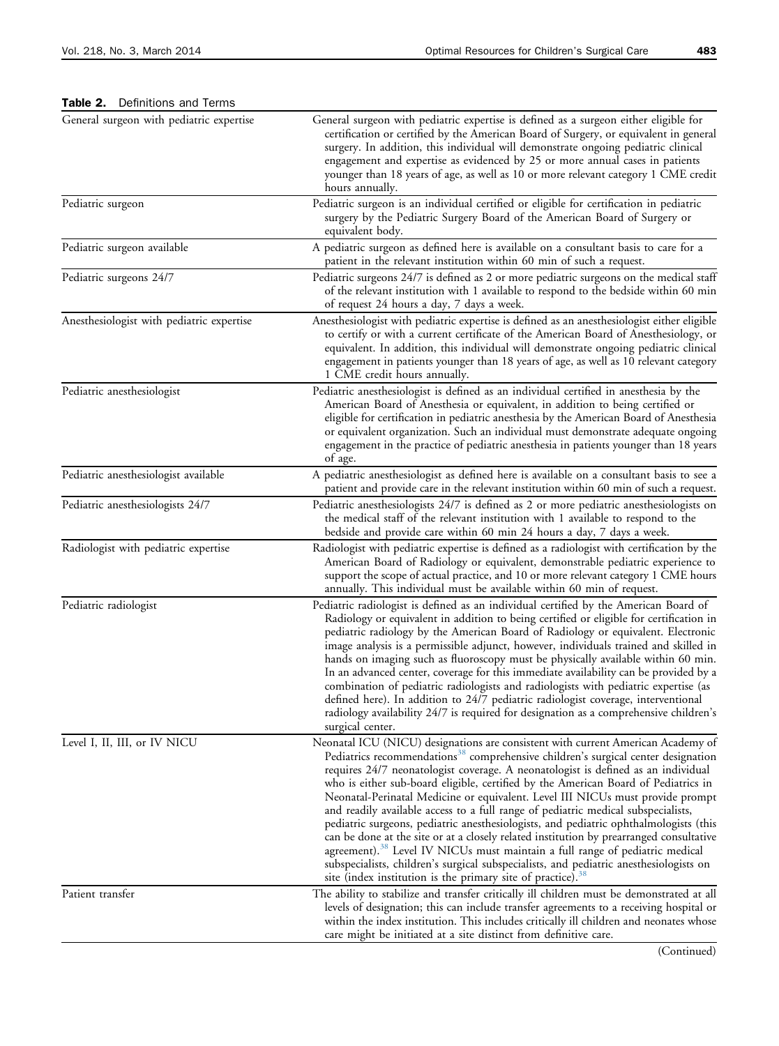**Table 2.** Definitions and Terms

| Term | Definition |
|---|---|
| General surgeon with pediatric expertise | General surgeon with pediatric expertise is defined as a surgeon either eligible for certification or certified by the American Board of Surgery, or equivalent in general surgery. In addition, this individual will demonstrate ongoing pediatric clinical engagement and expertise as evidenced by 25 or more annual cases in patients younger than 18 years of age, as well as 10 or more relevant category 1 CME credit hours annually. |
| Pediatric surgeon | Pediatric surgeon is an individual certified or eligible for certification in pediatric surgery by the Pediatric Surgery Board of the American Board of Surgery or equivalent body. |
| Pediatric surgeon available | A pediatric surgeon as defined here is available on a consultant basis to care for a patient in the relevant institution within 60 min of such a request. |
| Pediatric surgeons 24/7 | Pediatric surgeons 24/7 is defined as 2 or more pediatric surgeons on the medical staff of the relevant institution with 1 available to respond to the bedside within 60 min of request 24 hours a day, 7 days a week. |
| Anesthesiologist with pediatric expertise | Anesthesiologist with pediatric expertise is defined as an anesthesiologist either eligible to certify or with a current certificate of the American Board of Anesthesiology, or equivalent. In addition, this individual will demonstrate ongoing pediatric clinical engagement in patients younger than 18 years of age, as well as 10 relevant category 1 CME credit hours annually. |
| Pediatric anesthesiologist | Pediatric anesthesiologist is defined as an individual certified in anesthesia by the American Board of Anesthesia or equivalent, in addition to being certified or eligible for certification in pediatric anesthesia by the American Board of Anesthesia or equivalent organization. Such an individual must demonstrate adequate ongoing engagement in the practice of pediatric anesthesia in patients younger than 18 years of age. |
| Pediatric anesthesiologist available | A pediatric anesthesiologist as defined here is available on a consultant basis to see a patient and provide care in the relevant institution within 60 min of such a request. |
| Pediatric anesthesiologists 24/7 | Pediatric anesthesiologists 24/7 is defined as 2 or more pediatric anesthesiologists on the medical staff of the relevant institution with 1 available to respond to the bedside and provide care within 60 min 24 hours a day, 7 days a week. |
| Radiologist with pediatric expertise | Radiologist with pediatric expertise is defined as a radiologist with certification by the American Board of Radiology or equivalent, demonstrable pediatric experience to support the scope of actual practice, and 10 or more relevant category 1 CME hours annually. This individual must be available within 60 min of request. |
| Pediatric radiologist | Pediatric radiologist is defined as an individual certified by the American Board of Radiology or equivalent in addition to being certified or eligible for certification in pediatric radiology by the American Board of Radiology or equivalent. Electronic image analysis is a permissible adjunct, however, individuals trained and skilled in hands on imaging such as fluoroscopy must be physically available within 60 min. In an advanced center, coverage for this immediate availability can be provided by a combination of pediatric radiologists and radiologists with pediatric expertise (as defined here). In addition to 24/7 pediatric radiologist coverage, interventional radiology availability 24/7 is required for designation as a comprehensive children's surgical center. |
| Level I, II, III, or IV NICU | Neonatal ICU (NICU) designations are consistent with current American Academy of Pediatrics recommendations[38] comprehensive children's surgical center designation requires 24/7 neonatologist coverage. A neonatologist is defined as an individual who is either sub-board eligible, certified by the American Board of Pediatrics in Neonatal-Perinatal Medicine or equivalent. Level III NICUs must provide prompt and readily available access to a full range of pediatric medical subspecialists, pediatric surgeons, pediatric anesthesiologists, and pediatric ophthalmologists (this can be done at the site or at a closely related institution by prearranged consultative agreement).[38] Level IV NICUs must maintain a full range of pediatric medical subspecialists, children's surgical subspecialists, and pediatric anesthesiologists on site (index institution is the primary site of practice).[38] |
| Patient transfer | The ability to stabilize and transfer critically ill children must be demonstrated at all levels of designation; this can include transfer agreements to a receiving hospital or within the index institution. This includes critically ill children and neonates whose care might be initiated at a site distinct from definitive care. |

(Continued)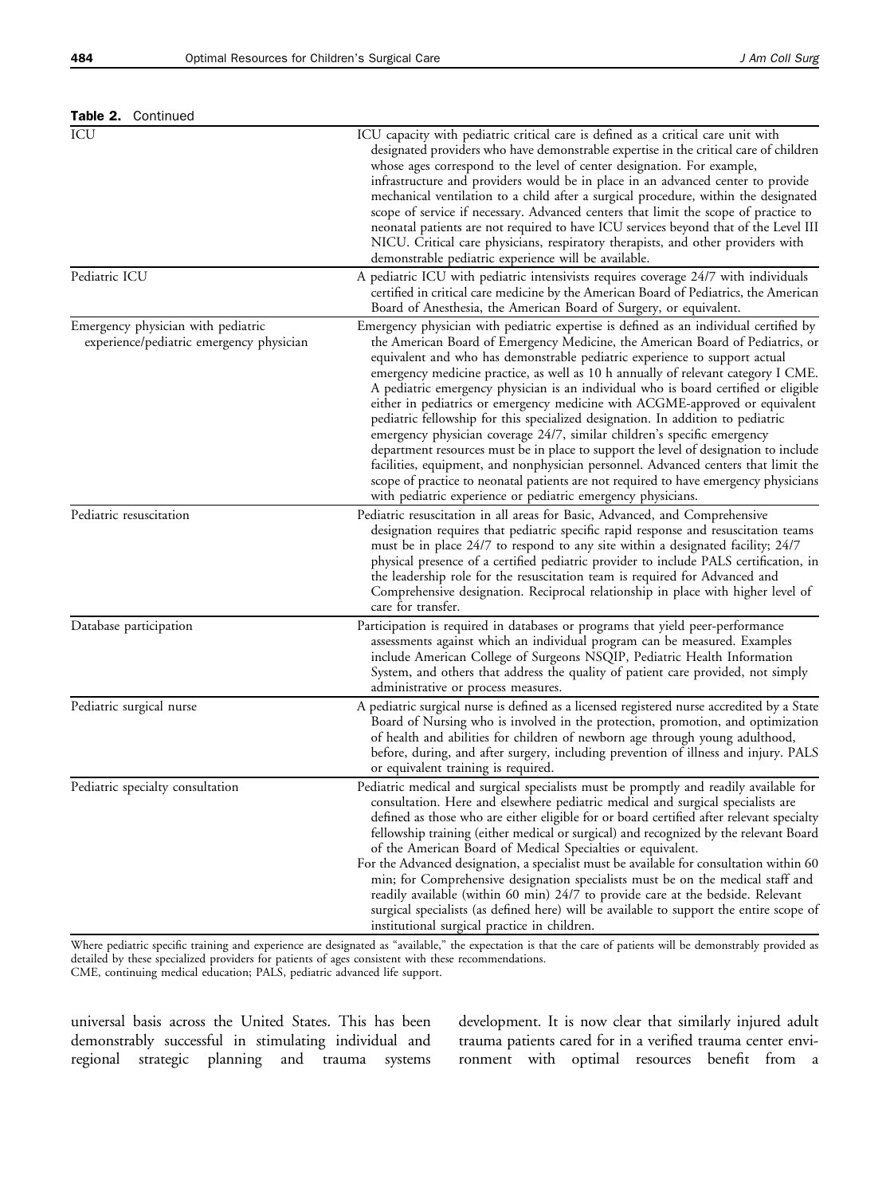**Table 2.** Continued

| | |
|---|---|
| ICU | ICU capacity with pediatric critical care is defined as a critical care unit with designated providers who have demonstrable expertise in the critical care of children whose ages correspond to the level of center designation. For example, infrastructure and providers would be in place in an advanced center to provide mechanical ventilation to a child after a surgical procedure, within the designated scope of service if necessary. Advanced centers that limit the scope of practice to neonatal patients are not required to have ICU services beyond that of the Level III NICU. Critical care physicians, respiratory therapists, and other providers with demonstrable pediatric experience will be available. |
| Pediatric ICU | A pediatric ICU with pediatric intensivists requires coverage 24/7 with individuals certified in critical care medicine by the American Board of Pediatrics, the American Board of Anesthesia, the American Board of Surgery, or equivalent. |
| Emergency physician with pediatric experience/pediatric emergency physician | Emergency physician with pediatric expertise is defined as an individual certified by the American Board of Emergency Medicine, the American Board of Pediatrics, or equivalent and who has demonstrable pediatric experience to support actual emergency medicine practice, as well as 10 h annually of relevant category I CME. A pediatric emergency physician is an individual who is board certified or eligible either in pediatrics or emergency medicine with ACGME-approved or equivalent pediatric fellowship for this specialized designation. In addition to pediatric emergency physician coverage 24/7, similar children's specific emergency department resources must be in place to support the level of designation to include facilities, equipment, and nonphysician personnel. Advanced centers that limit the scope of practice to neonatal patients are not required to have emergency physicians with pediatric experience or pediatric emergency physicians. |
| Pediatric resuscitation | Pediatric resuscitation in all areas for Basic, Advanced, and Comprehensive designation requires that pediatric specific rapid response and resuscitation teams must be in place 24/7 to respond to any site within a designated facility; 24/7 physical presence of a certified pediatric provider to include PALS certification, in the leadership role for the resuscitation team is required for Advanced and Comprehensive designation. Reciprocal relationship in place with higher level of care for transfer. |
| Database participation | Participation is required in databases or programs that yield peer-performance assessments against which an individual program can be measured. Examples include American College of Surgeons NSQIP, Pediatric Health Information System, and others that address the quality of patient care provided, not simply administrative or process measures. |
| Pediatric surgical nurse | A pediatric surgical nurse is defined as a licensed registered nurse accredited by a State Board of Nursing who is involved in the protection, promotion, and optimization of health and abilities for children of newborn age through young adulthood, before, during, and after surgery, including prevention of illness and injury. PALS or equivalent training is required. |
| Pediatric specialty consultation | Pediatric medical and surgical specialists must be promptly and readily available for consultation. Here and elsewhere pediatric medical and surgical specialists are defined as those who are either eligible for or board certified after relevant specialty fellowship training (either medical or surgical) and recognized by the relevant Board of the American Board of Medical Specialties or equivalent.<br>For the Advanced designation, a specialist must be available for consultation within 60 min; for Comprehensive designation specialists must be on the medical staff and readily available (within 60 min) 24/7 to provide care at the bedside. Relevant surgical specialists (as defined here) will be available to support the entire scope of institutional surgical practice in children. |

Where pediatric specific training and experience are designated as "available," the expectation is that the care of patients will be demonstrably provided as detailed by these specialized providers for patients of ages consistent with these recommendations.
CME, continuing medical education; PALS, pediatric advanced life support.

universal basis across the United States. This has been demonstrably successful in stimulating individual and regional strategic planning and trauma systems development. It is now clear that similarly injured adult trauma patients cared for in a verified trauma center environment with optimal resources benefit from a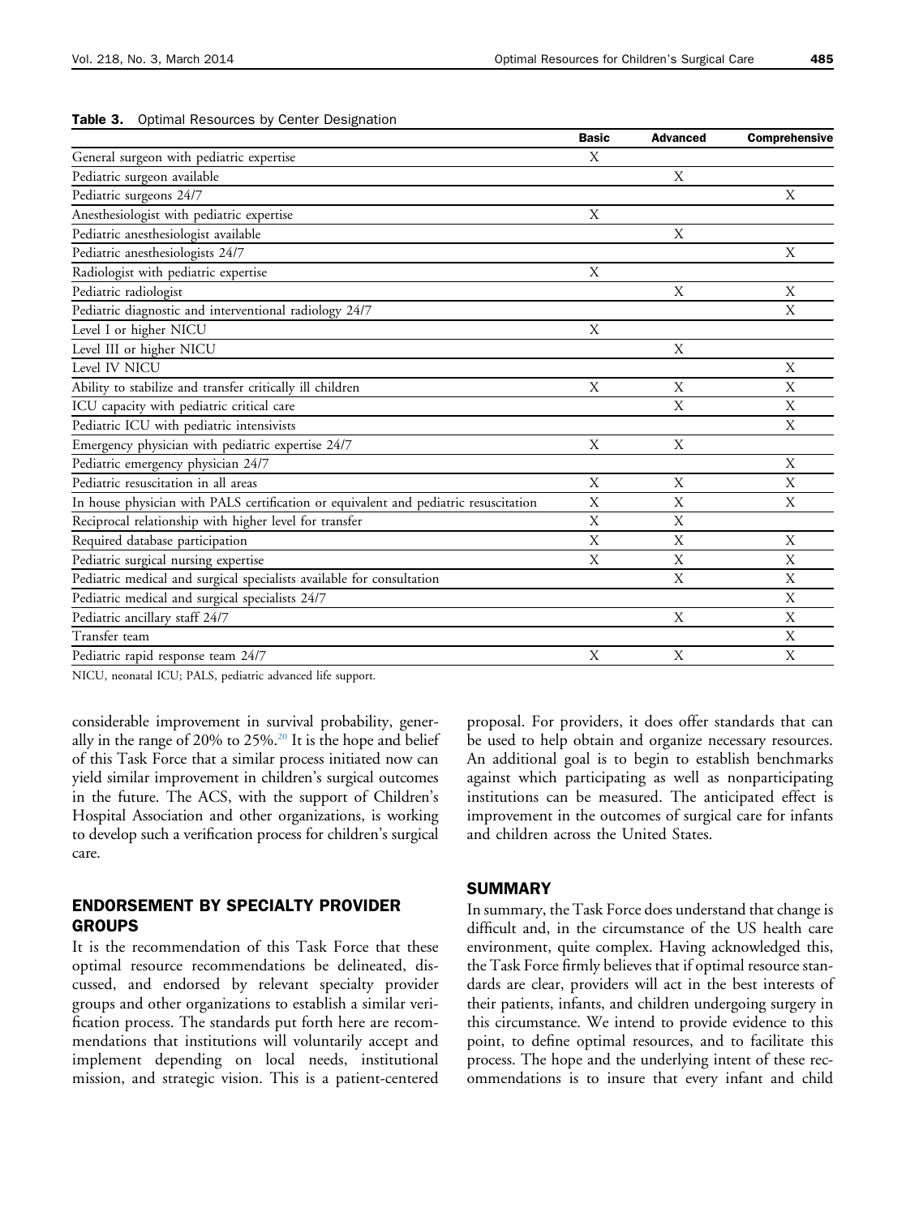**Table 3.** Optimal Resources by Center Designation

| | Basic | Advanced | Comprehensive |
|---|---|---|---|
| General surgeon with pediatric expertise | X | | |
| Pediatric surgeon available | | X | |
| Pediatric surgeons 24/7 | | | X |
| Anesthesiologist with pediatric expertise | X | | |
| Pediatric anesthesiologist available | | X | |
| Pediatric anesthesiologists 24/7 | | | X |
| Radiologist with pediatric expertise | X | | |
| Pediatric radiologist | | X | X |
| Pediatric diagnostic and interventional radiology 24/7 | | | X |
| Level I or higher NICU | X | | |
| Level III or higher NICU | | X | |
| Level IV NICU | | | X |
| Ability to stabilize and transfer critically ill children | X | X | X |
| ICU capacity with pediatric critical care | | X | X |
| Pediatric ICU with pediatric intensivists | | | X |
| Emergency physician with pediatric expertise 24/7 | X | X | |
| Pediatric emergency physician 24/7 | | | X |
| Pediatric resuscitation in all areas | X | X | X |
| In house physician with PALS certification or equivalent and pediatric resuscitation | X | X | X |
| Reciprocal relationship with higher level for transfer | X | X | |
| Required database participation | X | X | X |
| Pediatric surgical nursing expertise | X | X | X |
| Pediatric medical and surgical specialists available for consultation | | X | X |
| Pediatric medical and surgical specialists 24/7 | | | X |
| Pediatric ancillary staff 24/7 | | X | X |
| Transfer team | | | X |
| Pediatric rapid response team 24/7 | X | X | X |

NICU, neonatal ICU; PALS, pediatric advanced life support.

considerable improvement in survival probability, generally in the range of 20% to 25%.[20] It is the hope and belief of this Task Force that a similar process initiated now can yield similar improvement in children's surgical outcomes in the future. The ACS, with the support of Children's Hospital Association and other organizations, is working to develop such a verification process for children's surgical care.

## ENDORSEMENT BY SPECIALTY PROVIDER GROUPS

It is the recommendation of this Task Force that these optimal resource recommendations be delineated, discussed, and endorsed by relevant specialty provider groups and other organizations to establish a similar verification process. The standards put forth here are recommendations that institutions will voluntarily accept and implement depending on local needs, institutional mission, and strategic vision. This is a patient-centered proposal. For providers, it does offer standards that can be used to help obtain and organize necessary resources. An additional goal is to begin to establish benchmarks against which participating as well as nonparticipating institutions can be measured. The anticipated effect is improvement in the outcomes of surgical care for infants and children across the United States.

## SUMMARY

In summary, the Task Force does understand that change is difficult and, in the circumstance of the US health care environment, quite complex. Having acknowledged this, the Task Force firmly believes that if optimal resource standards are clear, providers will act in the best interests of their patients, infants, and children undergoing surgery in this circumstance. We intend to provide evidence to this point, to define optimal resources, and to facilitate this process. The hope and the underlying intent of these recommendations is to insure that every infant and child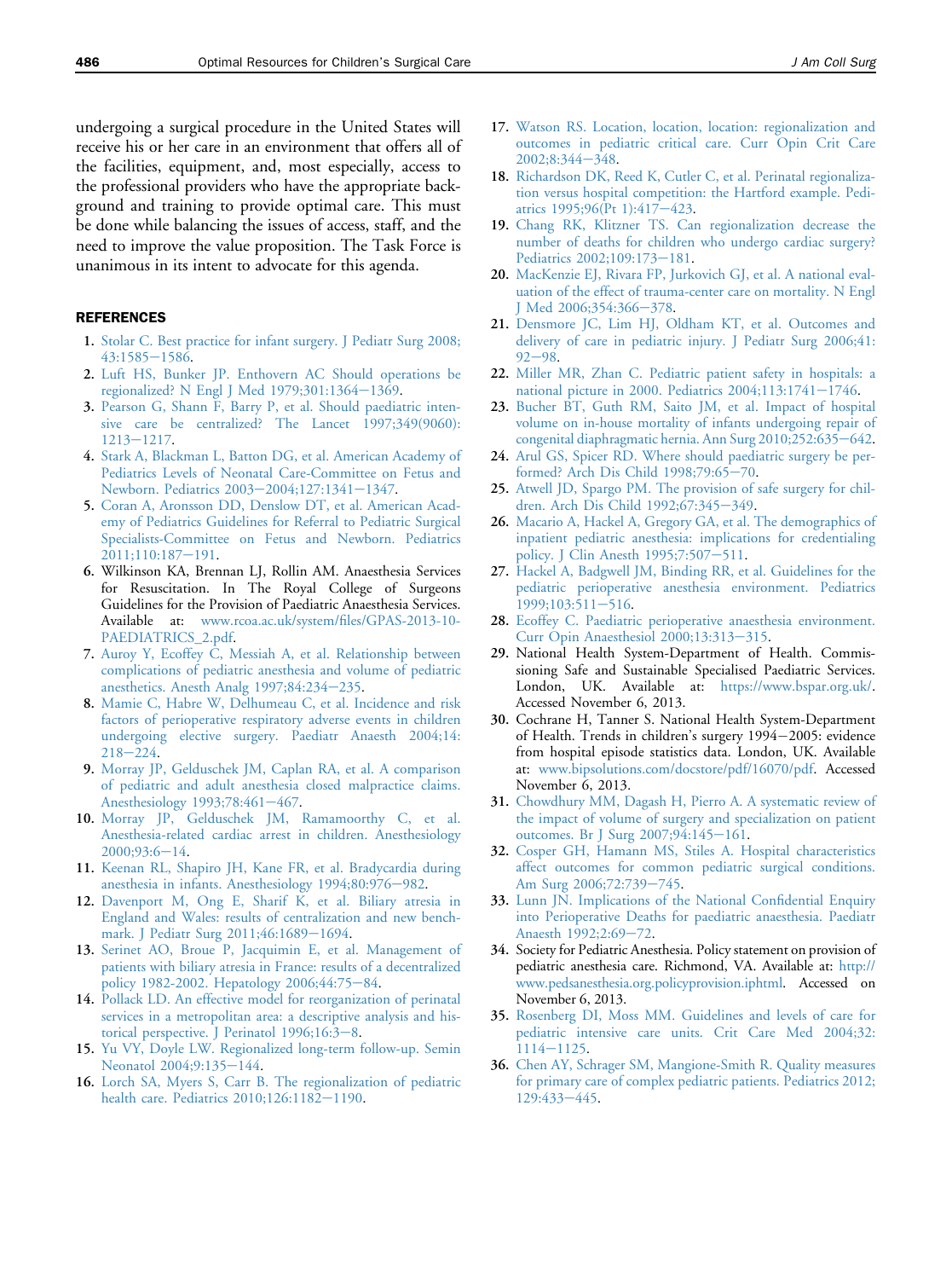undergoing a surgical procedure in the United States will receive his or her care in an environment that offers all of the facilities, equipment, and, most especially, access to the professional providers who have the appropriate background and training to provide optimal care. This must be done while balancing the issues of access, staff, and the need to improve the value proposition. The Task Force is unanimous in its intent to advocate for this agenda.

## REFERENCES

1. Stolar C. Best practice for infant surgery. J Pediatr Surg 2008;43:1585–1586.
2. Luft HS, Bunker JP. Enthovern AC Should operations be regionalized? N Engl J Med 1979;301:1364–1369.
3. Pearson G, Shann F, Barry P, et al. Should paediatric intensive care be centralized? The Lancet 1997;349(9060):1213–1217.
4. Stark A, Blackman L, Batton DG, et al. American Academy of Pediatrics Levels of Neonatal Care-Committee on Fetus and Newborn. Pediatrics 2003–2004;127:1341–1347.
5. Coran A, Aronsson DD, Denslow DT, et al. American Academy of Pediatrics Guidelines for Referral to Pediatric Surgical Specialists-Committee on Fetus and Newborn. Pediatrics 2011;110:187–191.
6. Wilkinson KA, Brennan LJ, Rollin AM. Anaesthesia Services for Resuscitation. In The Royal College of Surgeons Guidelines for the Provision of Paediatric Anaesthesia Services. Available at: www.rcoa.ac.uk/system/files/GPAS-2013-10-PAEDIATRICS_2.pdf.
7. Auroy Y, Ecoffey C, Messiah A, et al. Relationship between complications of pediatric anesthesia and volume of pediatric anesthetics. Anesth Analg 1997;84:234–235.
8. Mamie C, Habre W, Delhumeau C, et al. Incidence and risk factors of perioperative respiratory adverse events in children undergoing elective surgery. Paediatr Anaesth 2004;14:218–224.
9. Morray JP, Gelduschek JM, Caplan RA, et al. A comparison of pediatric and adult anesthesia closed malpractice claims. Anesthesiology 1993;78:461–467.
10. Morray JP, Gelduschek JM, Ramamoorthy C, et al. Anesthesia-related cardiac arrest in children. Anesthesiology 2000;93:6–14.
11. Keenan RL, Shapiro JH, Kane FR, et al. Bradycardia during anesthesia in infants. Anesthesiology 1994;80:976–982.
12. Davenport M, Ong E, Sharif K, et al. Biliary atresia in England and Wales: results of centralization and new benchmark. J Pediatr Surg 2011;46:1689–1694.
13. Serinet AO, Broue P, Jacquimin E, et al. Management of patients with biliary atresia in France: results of a decentralized policy 1982-2002. Hepatology 2006;44:75–84.
14. Pollack LD. An effective model for reorganization of perinatal services in a metropolitan area: a descriptive analysis and historical perspective. J Perinatol 1996;16:3–8.
15. Yu VY, Doyle LW. Regionalized long-term follow-up. Semin Neonatol 2004;9:135–144.
16. Lorch SA, Myers S, Carr B. The regionalization of pediatric health care. Pediatrics 2010;126:1182–1190.
17. Watson RS. Location, location, location: regionalization and outcomes in pediatric critical care. Curr Opin Crit Care 2002;8:344–348.
18. Richardson DK, Reed K, Cutler C, et al. Perinatal regionalization versus hospital competition: the Hartford example. Pediatrics 1995;96(Pt 1):417–423.
19. Chang RK, Klitzner TS. Can regionalization decrease the number of deaths for children who undergo cardiac surgery? Pediatrics 2002;109:173–181.
20. MacKenzie EJ, Rivara FP, Jurkovich GJ, et al. A national evaluation of the effect of trauma-center care on mortality. N Engl J Med 2006;354:366–378.
21. Densmore JC, Lim HJ, Oldham KT, et al. Outcomes and delivery of care in pediatric injury. J Pediatr Surg 2006;41:92–98.
22. Miller MR, Zhan C. Pediatric patient safety in hospitals: a national picture in 2000. Pediatrics 2004;113:1741–1746.
23. Bucher BT, Guth RM, Saito JM, et al. Impact of hospital volume on in-house mortality of infants undergoing repair of congenital diaphragmatic hernia. Ann Surg 2010;252:635–642.
24. Arul GS, Spicer RD. Where should paediatric surgery be performed? Arch Dis Child 1998;79:65–70.
25. Atwell JD, Spargo PM. The provision of safe surgery for children. Arch Dis Child 1992;67:345–349.
26. Macario A, Hackel A, Gregory GA, et al. The demographics of inpatient pediatric anesthesia: implications for credentialing policy. J Clin Anesth 1995;7:507–511.
27. Hackel A, Badgwell JM, Binding RR, et al. Guidelines for the pediatric perioperative anesthesia environment. Pediatrics 1999;103:511–516.
28. Ecoffey C. Paediatric perioperative anaesthesia environment. Curr Opin Anaesthesiol 2000;13:313–315.
29. National Health System-Department of Health. Commissioning Safe and Sustainable Specialised Paediatric Services. London, UK. Available at: https://www.bspar.org.uk/. Accessed November 6, 2013.
30. Cochrane H, Tanner S. National Health System-Department of Health. Trends in children's surgery 1994–2005: evidence from hospital episode statistics data. London, UK. Available at: www.bipsolutions.com/docstore/pdf/16070/pdf. Accessed November 6, 2013.
31. Chowdhury MM, Dagash H, Pierro A. A systematic review of the impact of volume of surgery and specialization on patient outcomes. Br J Surg 2007;94:145–161.
32. Cosper GH, Hamann MS, Stiles A. Hospital characteristics affect outcomes for common pediatric surgical conditions. Am Surg 2006;72:739–745.
33. Lunn JN. Implications of the National Confidential Enquiry into Perioperative Deaths for paediatric anaesthesia. Paediatr Anaesth 1992;2:69–72.
34. Society for Pediatric Anesthesia. Policy statement on provision of pediatric anesthesia care. Richmond, VA. Available at: http://www.pedsanesthesia.org.policyprovision.iphtml. Accessed on November 6, 2013.
35. Rosenberg DI, Moss MM. Guidelines and levels of care for pediatric intensive care units. Crit Care Med 2004;32:1114–1125.
36. Chen AY, Schrager SM, Mangione-Smith R. Quality measures for primary care of complex pediatric patients. Pediatrics 2012;129:433–445.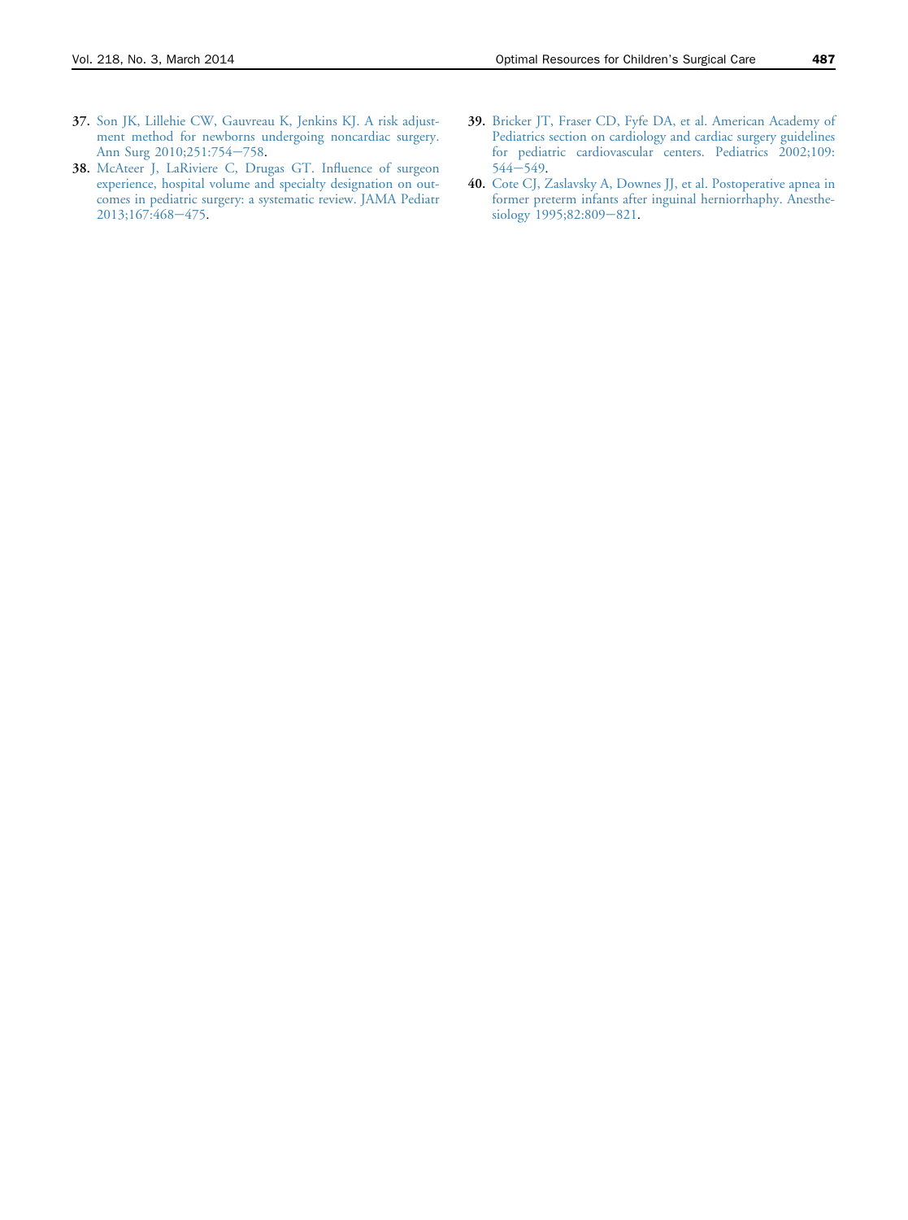37. Son JK, Lillehie CW, Gauvreau K, Jenkins KJ. A risk adjustment method for newborns undergoing noncardiac surgery. Ann Surg 2010;251:754–758.
38. McAteer J, LaRiviere C, Drugas GT. Influence of surgeon experience, hospital volume and specialty designation on outcomes in pediatric surgery: a systematic review. JAMA Pediatr 2013;167:468–475.
39. Bricker JT, Fraser CD, Fyfe DA, et al. American Academy of Pediatrics section on cardiology and cardiac surgery guidelines for pediatric cardiovascular centers. Pediatrics 2002;109:544–549.
40. Cote CJ, Zaslavsky A, Downes JJ, et al. Postoperative apnea in former preterm infants after inguinal herniorrhaphy. Anesthesiology 1995;82:809–821.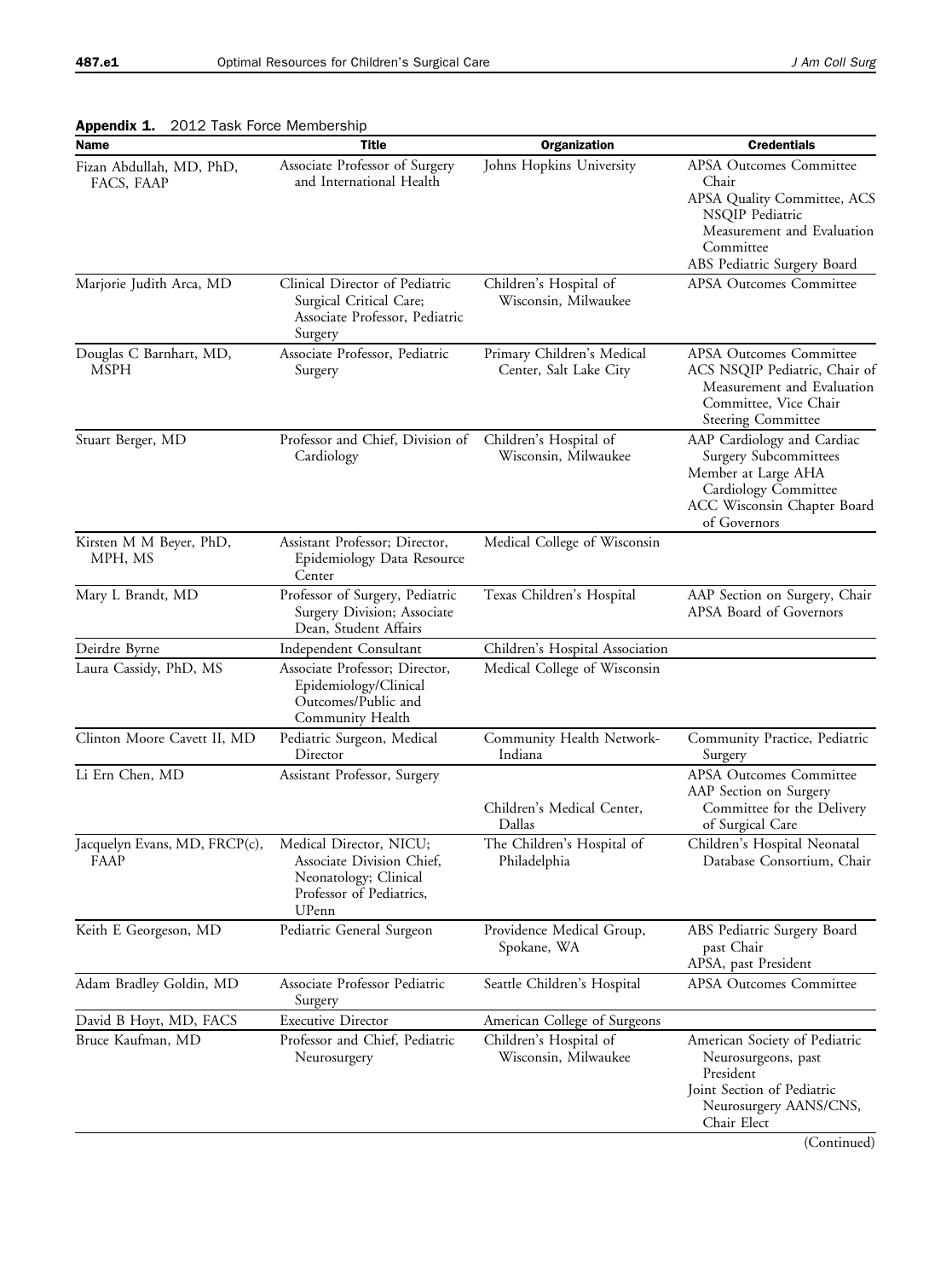**Appendix 1.** 2012 Task Force Membership

| Name | Title | Organization | Credentials |
|---|---|---|---|
| Fizan Abdullah, MD, PhD, FACS, FAAP | Associate Professor of Surgery and International Health | Johns Hopkins University | APSA Outcomes Committee Chair<br>APSA Quality Committee, ACS NSQIP Pediatric Measurement and Evaluation Committee<br>ABS Pediatric Surgery Board |
| Marjorie Judith Arca, MD | Clinical Director of Pediatric Surgical Critical Care; Associate Professor, Pediatric Surgery | Children's Hospital of Wisconsin, Milwaukee | APSA Outcomes Committee |
| Douglas C Barnhart, MD, MSPH | Associate Professor, Pediatric Surgery | Primary Children's Medical Center, Salt Lake City | APSA Outcomes Committee<br>ACS NSQIP Pediatric, Chair of Measurement and Evaluation Committee, Vice Chair Steering Committee |
| Stuart Berger, MD | Professor and Chief, Division of Cardiology | Children's Hospital of Wisconsin, Milwaukee | AAP Cardiology and Cardiac Surgery Subcommittees<br>Member at Large AHA Cardiology Committee<br>ACC Wisconsin Chapter Board of Governors |
| Kirsten M M Beyer, PhD, MPH, MS | Assistant Professor; Director, Epidemiology Data Resource Center | Medical College of Wisconsin | |
| Mary L Brandt, MD | Professor of Surgery, Pediatric Surgery Division; Associate Dean, Student Affairs | Texas Children's Hospital | AAP Section on Surgery, Chair<br>APSA Board of Governors |
| Deirdre Byrne | Independent Consultant | Children's Hospital Association | |
| Laura Cassidy, PhD, MS | Associate Professor; Director, Epidemiology/Clinical Outcomes/Public and Community Health | Medical College of Wisconsin | |
| Clinton Moore Cavett II, MD | Pediatric Surgeon, Medical Director | Community Health Network-Indiana | Community Practice, Pediatric Surgery |
| Li Ern Chen, MD | Assistant Professor, Surgery | Children's Medical Center, Dallas | APSA Outcomes Committee<br>AAP Section on Surgery Committee for the Delivery of Surgical Care |
| Jacquelyn Evans, MD, FRCP(c), FAAP | Medical Director, NICU; Associate Division Chief, Neonatology; Clinical Professor of Pediatrics, UPenn | The Children's Hospital of Philadelphia | Children's Hospital Neonatal Database Consortium, Chair |
| Keith E Georgeson, MD | Pediatric General Surgeon | Providence Medical Group, Spokane, WA | ABS Pediatric Surgery Board past Chair<br>APSA, past President |
| Adam Bradley Goldin, MD | Associate Professor Pediatric Surgery | Seattle Children's Hospital | APSA Outcomes Committee |
| David B Hoyt, MD, FACS | Executive Director | American College of Surgeons | |
| Bruce Kaufman, MD | Professor and Chief, Pediatric Neurosurgery | Children's Hospital of Wisconsin, Milwaukee | American Society of Pediatric Neurosurgeons, past President<br>Joint Section of Pediatric Neurosurgery AANS/CNS, Chair Elect |

(Continued)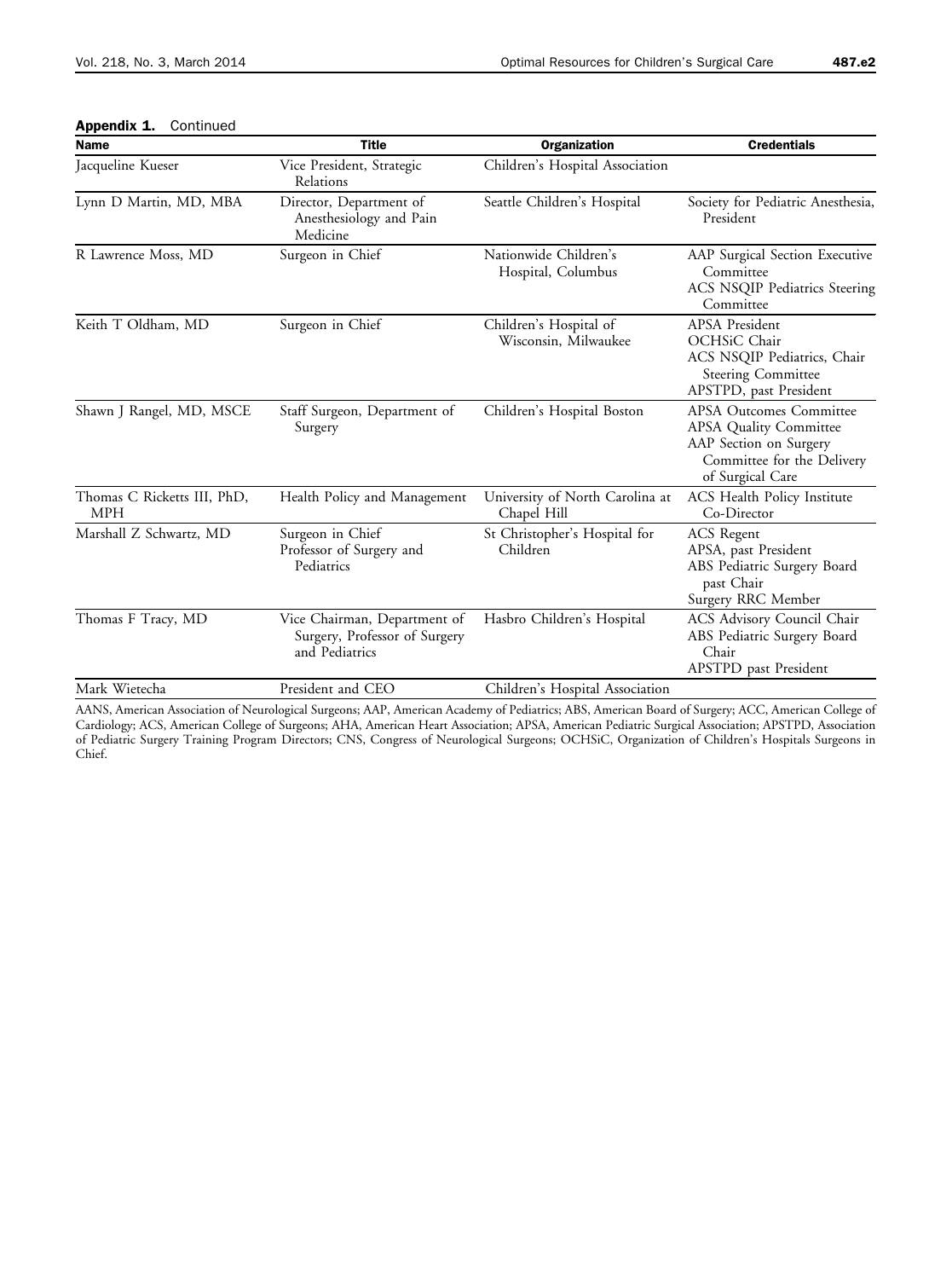**Appendix 1.** Continued

| Name | Title | Organization | Credentials |
| --- | --- | --- | --- |
| Jacqueline Kueser | Vice President, Strategic Relations | Children's Hospital Association | |
| Lynn D Martin, MD, MBA | Director, Department of Anesthesiology and Pain Medicine | Seattle Children's Hospital | Society for Pediatric Anesthesia, President |
| R Lawrence Moss, MD | Surgeon in Chief | Nationwide Children's Hospital, Columbus | AAP Surgical Section Executive Committee<br>ACS NSQIP Pediatrics Steering Committee |
| Keith T Oldham, MD | Surgeon in Chief | Children's Hospital of Wisconsin, Milwaukee | APSA President<br>OCHSiC Chair<br>ACS NSQIP Pediatrics, Chair Steering Committee<br>APSTPD, past President |
| Shawn J Rangel, MD, MSCE | Staff Surgeon, Department of Surgery | Children's Hospital Boston | APSA Outcomes Committee<br>APSA Quality Committee<br>AAP Section on Surgery Committee for the Delivery of Surgical Care |
| Thomas C Ricketts III, PhD, MPH | Health Policy and Management | University of North Carolina at Chapel Hill | ACS Health Policy Institute Co-Director |
| Marshall Z Schwartz, MD | Surgeon in Chief<br>Professor of Surgery and Pediatrics | St Christopher's Hospital for Children | ACS Regent<br>APSA, past President<br>ABS Pediatric Surgery Board past Chair<br>Surgery RRC Member |
| Thomas F Tracy, MD | Vice Chairman, Department of Surgery, Professor of Surgery and Pediatrics | Hasbro Children's Hospital | ACS Advisory Council Chair<br>ABS Pediatric Surgery Board Chair<br>APSTPD past President |
| Mark Wietecha | President and CEO | Children's Hospital Association | |

AANS, American Association of Neurological Surgeons; AAP, American Academy of Pediatrics; ABS, American Board of Surgery; ACC, American College of Cardiology; ACS, American College of Surgeons; AHA, American Heart Association; APSA, American Pediatric Surgical Association; APSTPD, Association of Pediatric Surgery Training Program Directors; CNS, Congress of Neurological Surgeons; OCHSiC, Organization of Children's Hospitals Surgeons in Chief.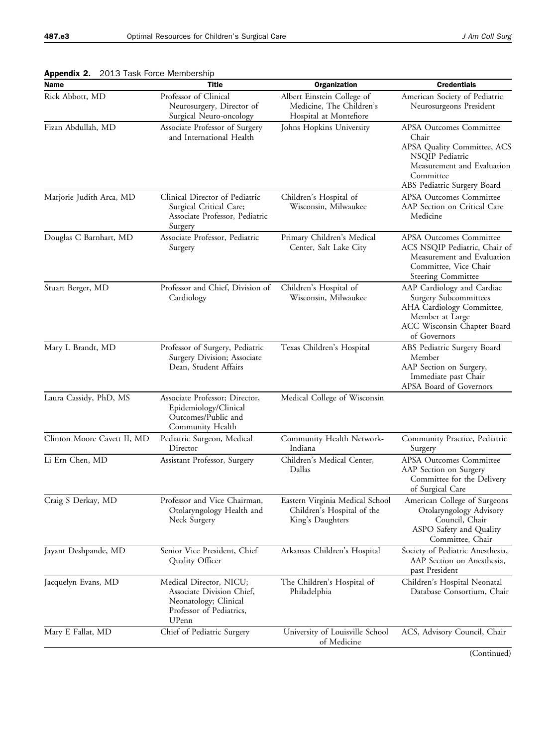**Appendix 2.** 2013 Task Force Membership

| Name | Title | Organization | Credentials |
|---|---|---|---|
| Rick Abbott, MD | Professor of Clinical Neurosurgery, Director of Surgical Neuro-oncology | Albert Einstein College of Medicine, The Children's Hospital at Montefiore | American Society of Pediatric Neurosurgeons President |
| Fizan Abdullah, MD | Associate Professor of Surgery and International Health | Johns Hopkins University | APSA Outcomes Committee Chair<br>APSA Quality Committee, ACS NSQIP Pediatric Measurement and Evaluation Committee<br>ABS Pediatric Surgery Board |
| Marjorie Judith Arca, MD | Clinical Director of Pediatric Surgical Critical Care; Associate Professor, Pediatric Surgery | Children's Hospital of Wisconsin, Milwaukee | APSA Outcomes Committee<br>AAP Section on Critical Care Medicine |
| Douglas C Barnhart, MD | Associate Professor, Pediatric Surgery | Primary Children's Medical Center, Salt Lake City | APSA Outcomes Committee<br>ACS NSQIP Pediatric, Chair of Measurement and Evaluation Committee, Vice Chair Steering Committee |
| Stuart Berger, MD | Professor and Chief, Division of Cardiology | Children's Hospital of Wisconsin, Milwaukee | AAP Cardiology and Cardiac Surgery Subcommittees<br>AHA Cardiology Committee, Member at Large<br>ACC Wisconsin Chapter Board of Governors |
| Mary L Brandt, MD | Professor of Surgery, Pediatric Surgery Division; Associate Dean, Student Affairs | Texas Children's Hospital | ABS Pediatric Surgery Board Member<br>AAP Section on Surgery, Immediate past Chair<br>APSA Board of Governors |
| Laura Cassidy, PhD, MS | Associate Professor; Director, Epidemiology/Clinical Outcomes/Public and Community Health | Medical College of Wisconsin | |
| Clinton Moore Cavett II, MD | Pediatric Surgeon, Medical Director | Community Health Network-Indiana | Community Practice, Pediatric Surgery |
| Li Ern Chen, MD | Assistant Professor, Surgery | Children's Medical Center, Dallas | APSA Outcomes Committee<br>AAP Section on Surgery Committee for the Delivery of Surgical Care |
| Craig S Derkay, MD | Professor and Vice Chairman, Otolaryngology Health and Neck Surgery | Eastern Virginia Medical School Children's Hospital of the King's Daughters | American College of Surgeons Otolaryngology Advisory Council, Chair<br>ASPO Safety and Quality Committee, Chair |
| Jayant Deshpande, MD | Senior Vice President, Chief Quality Officer | Arkansas Children's Hospital | Society of Pediatric Anesthesia, AAP Section on Anesthesia, past President |
| Jacquelyn Evans, MD | Medical Director, NICU; Associate Division Chief, Neonatology; Clinical Professor of Pediatrics, UPenn | The Children's Hospital of Philadelphia | Children's Hospital Neonatal Database Consortium, Chair |
| Mary E Fallat, MD | Chief of Pediatric Surgery | University of Louisville School of Medicine | ACS, Advisory Council, Chair |

(Continued)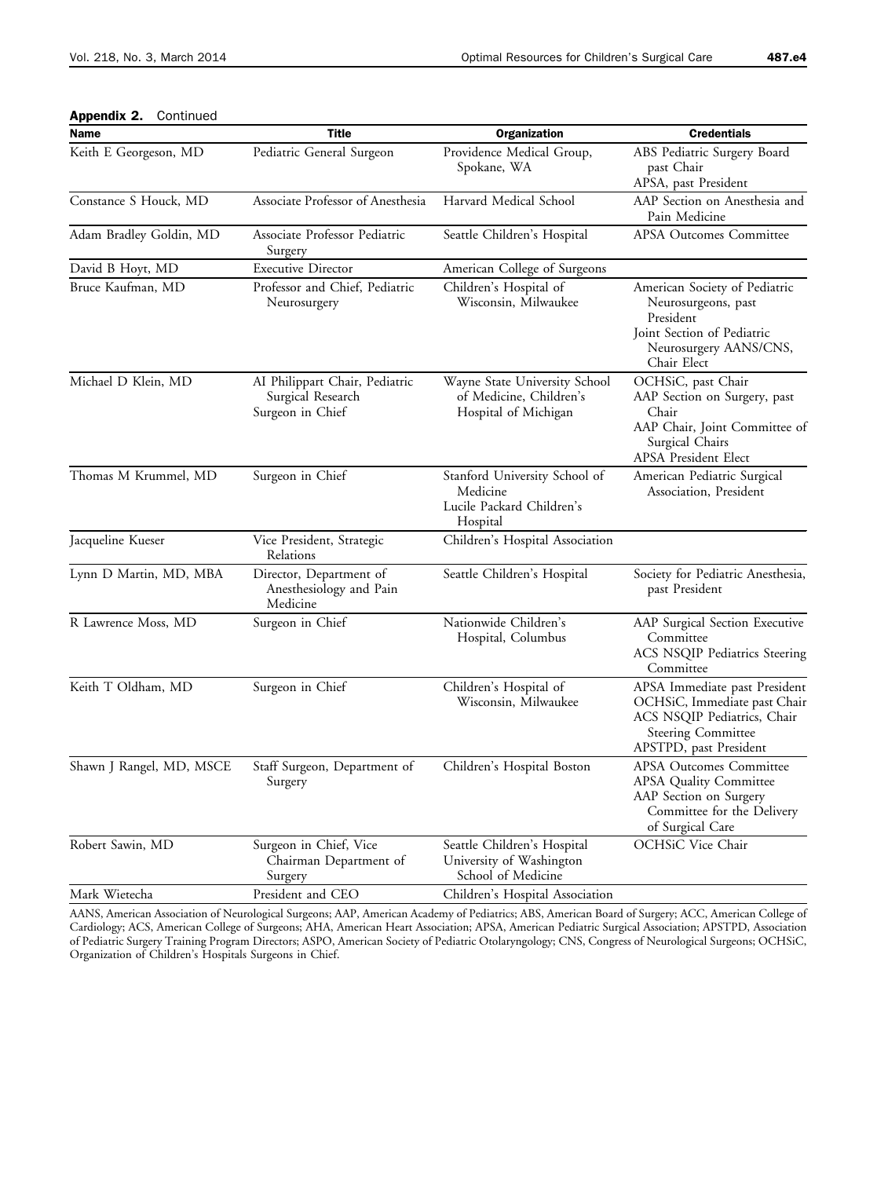**Appendix 2.** Continued

| Name | Title | Organization | Credentials |
|---|---|---|---|
| Keith E Georgeson, MD | Pediatric General Surgeon | Providence Medical Group, Spokane, WA | ABS Pediatric Surgery Board past Chair<br>APSA, past President |
| Constance S Houck, MD | Associate Professor of Anesthesia | Harvard Medical School | AAP Section on Anesthesia and Pain Medicine |
| Adam Bradley Goldin, MD | Associate Professor Pediatric Surgery | Seattle Children's Hospital | APSA Outcomes Committee |
| David B Hoyt, MD | Executive Director | American College of Surgeons | |
| Bruce Kaufman, MD | Professor and Chief, Pediatric Neurosurgery | Children's Hospital of Wisconsin, Milwaukee | American Society of Pediatric Neurosurgeons, past President<br>Joint Section of Pediatric Neurosurgery AANS/CNS, Chair Elect |
| Michael D Klein, MD | AI Philippart Chair, Pediatric Surgical Research<br>Surgeon in Chief | Wayne State University School of Medicine, Children's Hospital of Michigan | OCHSiC, past Chair<br>AAP Section on Surgery, past Chair<br>AAP Chair, Joint Committee of Surgical Chairs<br>APSA President Elect |
| Thomas M Krummel, MD | Surgeon in Chief | Stanford University School of Medicine<br>Lucile Packard Children's Hospital | American Pediatric Surgical Association, President |
| Jacqueline Kueser | Vice President, Strategic Relations | Children's Hospital Association | |
| Lynn D Martin, MD, MBA | Director, Department of Anesthesiology and Pain Medicine | Seattle Children's Hospital | Society for Pediatric Anesthesia, past President |
| R Lawrence Moss, MD | Surgeon in Chief | Nationwide Children's Hospital, Columbus | AAP Surgical Section Executive Committee<br>ACS NSQIP Pediatrics Steering Committee |
| Keith T Oldham, MD | Surgeon in Chief | Children's Hospital of Wisconsin, Milwaukee | APSA Immediate past President<br>OCHSiC, Immediate past Chair<br>ACS NSQIP Pediatrics, Chair Steering Committee<br>APSTPD, past President |
| Shawn J Rangel, MD, MSCE | Staff Surgeon, Department of Surgery | Children's Hospital Boston | APSA Outcomes Committee<br>APSA Quality Committee<br>AAP Section on Surgery Committee for the Delivery of Surgical Care |
| Robert Sawin, MD | Surgeon in Chief, Vice Chairman Department of Surgery | Seattle Children's Hospital<br>University of Washington School of Medicine | OCHSiC Vice Chair |
| Mark Wietecha | President and CEO | Children's Hospital Association | |

AANS, American Association of Neurological Surgeons; AAP, American Academy of Pediatrics; ABS, American Board of Surgery; ACC, American College of Cardiology; ACS, American College of Surgeons; AHA, American Heart Association; APSA, American Pediatric Surgical Association; APSTPD, Association of Pediatric Surgery Training Program Directors; ASPO, American Society of Pediatric Otolaryngology; CNS, Congress of Neurological Surgeons; OCHSiC, Organization of Children's Hospitals Surgeons in Chief.